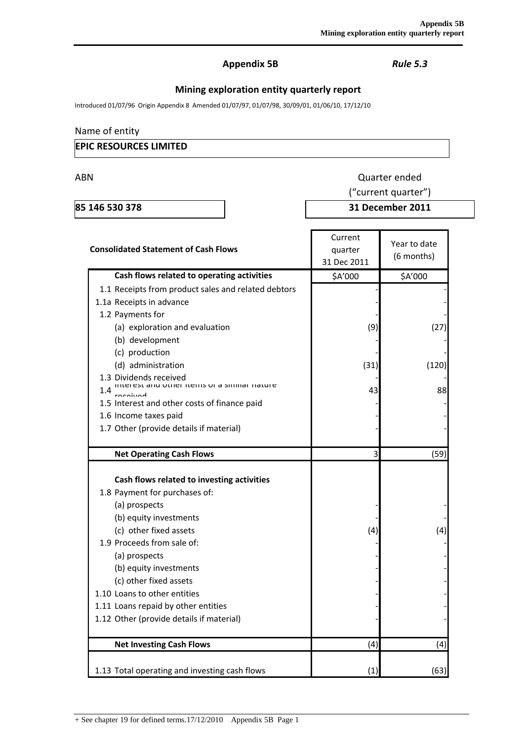**Appendix 5B** *Rule 5.3*

## Mining exploration entity quarterly report

Introduced 01/07/96 Origin Appendix 8 Amended 01/07/97, 01/07/98, 30/09/01, 01/06/10, 17/12/10

Name of entity

| EPIC RESOURCES LIMITED |
|---|

| ABN | Quarter ended ("current quarter") |
|---|---|
| **85 146 530 378** | **31 December 2011** |

| **Consolidated Statement of Cash Flows** | Current quarter 31 Dec 2011 | Year to date (6 months) |
|---|---|---|
| **Cash flows related to operating activities** | $A'000 | $A'000 |
| 1.1 Receipts from product sales and related debtors | - | - |
| 1.1a Receipts in advance | - | - |
| 1.2 Payments for | - | - |
| (a) exploration and evaluation | (9) | (27) |
| (b) development | - | - |
| (c) production | - | - |
| (d) administration | (31) | (120) |
| 1.3 Dividends received | - | - |
| 1.4 Interest and other items of a similar nature received | 43 | 88 |
| 1.5 Interest and other costs of finance paid | - | - |
| 1.6 Income taxes paid | - | - |
| 1.7 Other (provide details if material) | - | - |
| **Net Operating Cash Flows** | 3 | (59) |
| **Cash flows related to investing activities** | | |
| 1.8 Payment for purchases of: | | |
| (a) prospects | - | - |
| (b) equity investments | - | - |
| (c) other fixed assets | (4) | (4) |
| 1.9 Proceeds from sale of: | - | - |
| (a) prospects | - | - |
| (b) equity investments | - | - |
| (c) other fixed assets | - | - |
| 1.10 Loans to other entities | - | - |
| 1.11 Loans repaid by other entities | - | - |
| 1.12 Other (provide details if material) | - | - |
| **Net Investing Cash Flows** | (4) | (4) |
| 1.13 Total operating and investing cash flows | (1) | (63) |

+ See chapter 19 for defined terms.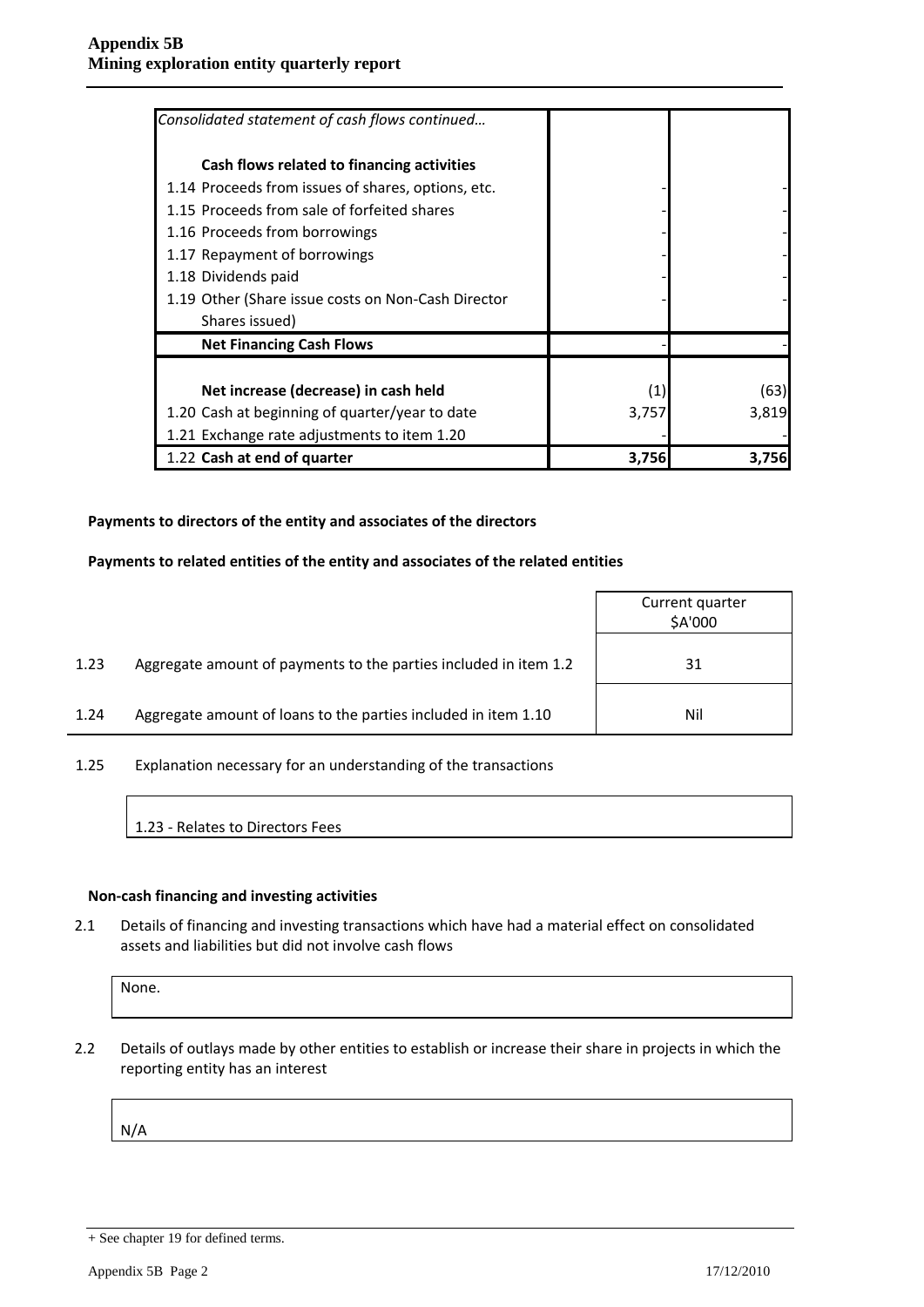| *Consolidated statement of cash flows continued…* | | |
|---|---|---|
| **Cash flows related to financing activities** | | |
| 1.14 Proceeds from issues of shares, options, etc. | - | - |
| 1.15 Proceeds from sale of forfeited shares | - | - |
| 1.16 Proceeds from borrowings | - | - |
| 1.17 Repayment of borrowings | - | - |
| 1.18 Dividends paid | - | - |
| 1.19 Other (Share issue costs on Non-Cash Director Shares issued) | - | - |
| **Net Financing Cash Flows** | - | - |
| | | |
| **Net increase (decrease) in cash held** | (1) | (63) |
| 1.20 Cash at beginning of quarter/year to date | 3,757 | 3,819 |
| 1.21 Exchange rate adjustments to item 1.20 | - | - |
| 1.22 **Cash at end of quarter** | **3,756** | **3,756** |

**Payments to directors of the entity and associates of the directors**

**Payments to related entities of the entity and associates of the related entities**

| | | Current quarter $A'000 |
|---|---|---|
| 1.23 | Aggregate amount of payments to the parties included in item 1.2 | 31 |
| 1.24 | Aggregate amount of loans to the parties included in item 1.10 | Nil |

1.25 Explanation necessary for an understanding of the transactions

1.23 - Relates to Directors Fees

**Non-cash financing and investing activities**

2.1 Details of financing and investing transactions which have had a material effect on consolidated assets and liabilities but did not involve cash flows

None.

2.2 Details of outlays made by other entities to establish or increase their share in projects in which the reporting entity has an interest

N/A

+ See chapter 19 for defined terms.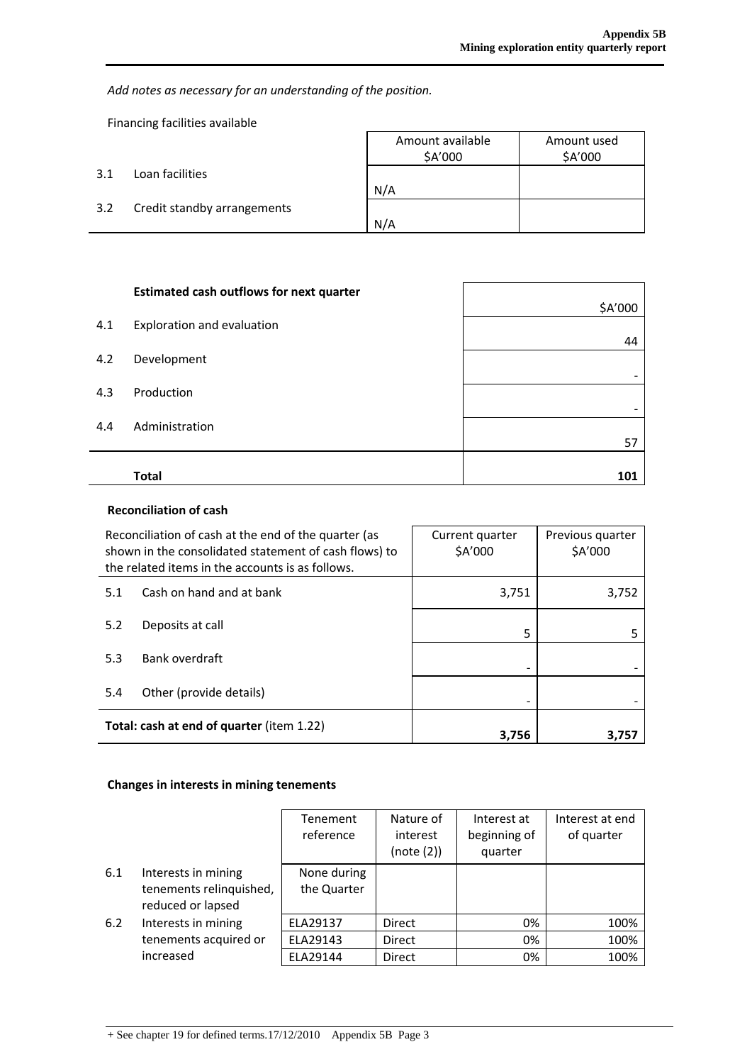*Add notes as necessary for an understanding of the position.*

Financing facilities available

| | | Amount available $A'000 | Amount used $A'000 |
|---|---|---|---|
| 3.1 | Loan facilities | N/A | |
| 3.2 | Credit standby arrangements | N/A | |

| | **Estimated cash outflows for next quarter** | $A'000 |
|---|---|---|
| 4.1 | Exploration and evaluation | 44 |
| 4.2 | Development | - |
| 4.3 | Production | - |
| 4.4 | Administration | 57 |
| | **Total** | **101** |

**Reconciliation of cash**

| Reconciliation of cash at the end of the quarter (as shown in the consolidated statement of cash flows) to the related items in the accounts is as follows. | | Current quarter $A'000 | Previous quarter $A'000 |
|---|---|---|---|
| 5.1 | Cash on hand and at bank | 3,751 | 3,752 |
| 5.2 | Deposits at call | 5 | 5 |
| 5.3 | Bank overdraft | - | - |
| 5.4 | Other (provide details) | - | - |
| **Total: cash at end of quarter** (item 1.22) | | **3,756** | **3,757** |

**Changes in interests in mining tenements**

| | | Tenement reference | Nature of interest (note (2)) | Interest at beginning of quarter | Interest at end of quarter |
|---|---|---|---|---|---|
| 6.1 | Interests in mining tenements relinquished, reduced or lapsed | None during the Quarter | | | |
| 6.2 | Interests in mining tenements acquired or increased | ELA29137 | Direct | 0% | 100% |
| | | ELA29143 | Direct | 0% | 100% |
| | | ELA29144 | Direct | 0% | 100% |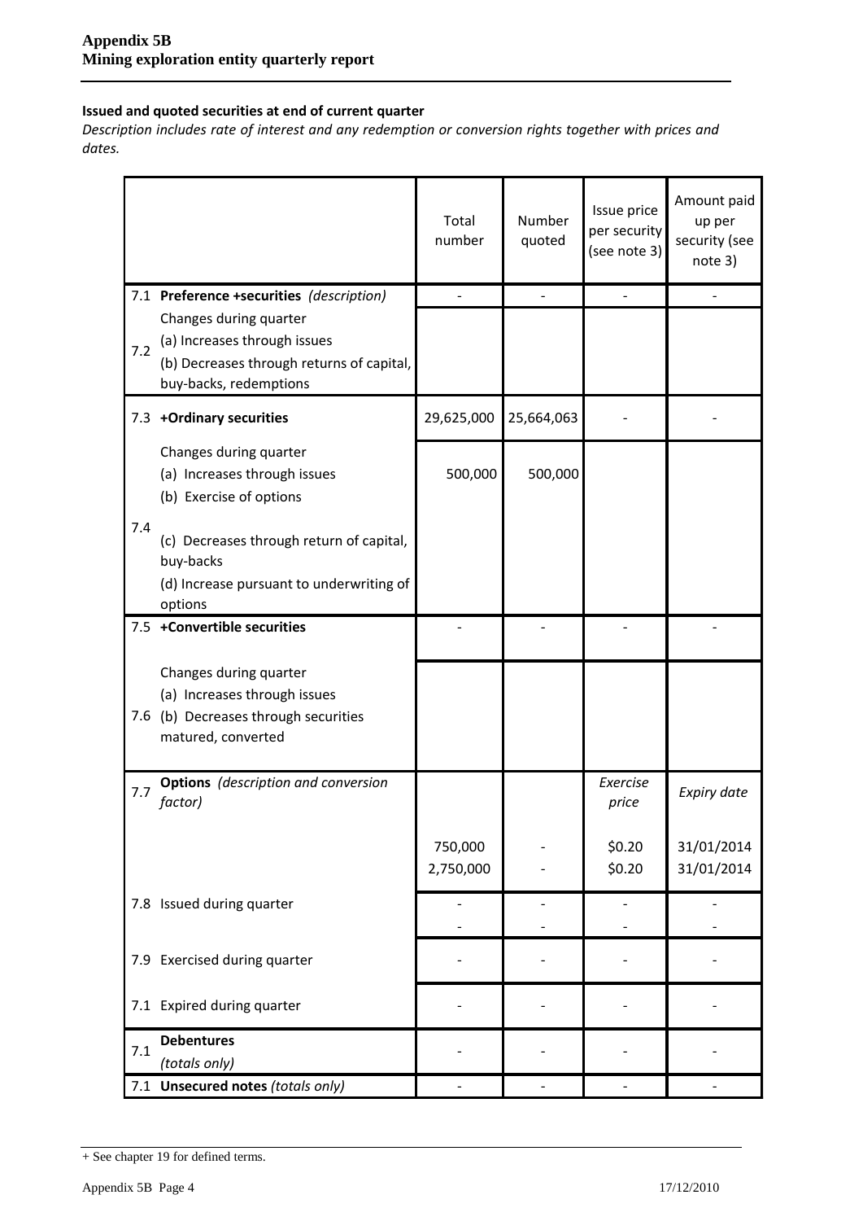**Issued and quoted securities at end of current quarter**

*Description includes rate of interest and any redemption or conversion rights together with prices and dates.*

| | | Total number | Number quoted | Issue price per security (see note 3) | Amount paid up per security (see note 3) |
|---|---|---|---|---|---|
| 7.1 | **Preference +securities** *(description)* | - | - | - | - |
| 7.2 | Changes during quarter<br>(a) Increases through issues<br>(b) Decreases through returns of capital, buy-backs, redemptions | | | | |
| 7.3 | **+Ordinary securities** | 29,625,000 | 25,664,063 | - | - |
| 7.4 | Changes during quarter<br>(a) Increases through issues<br>(b) Exercise of options<br>(c) Decreases through return of capital, buy-backs<br>(d) Increase pursuant to underwriting of options | 500,000 | 500,000 | | |
| 7.5 | **+Convertible securities** | - | - | - | - |
| 7.6 | Changes during quarter<br>(a) Increases through issues<br>(b) Decreases through securities matured, converted | | | | |
| 7.7 | **Options** *(description and conversion factor)* | | | *Exercise price* | *Expiry date* |
| | | 750,000<br>2,750,000 | -<br>- | \$0.20<br>\$0.20 | 31/01/2014<br>31/01/2014 |
| 7.8 | Issued during quarter | -<br>- | -<br>- | -<br>- | -<br>- |
| 7.9 | Exercised during quarter | - | - | - | - |
| 7.1 | Expired during quarter | - | - | - | - |
| 7.1 | **Debentures** *(totals only)* | - | - | - | - |
| 7.1 | **Unsecured notes** *(totals only)* | - | - | - | - |

+ See chapter 19 for defined terms.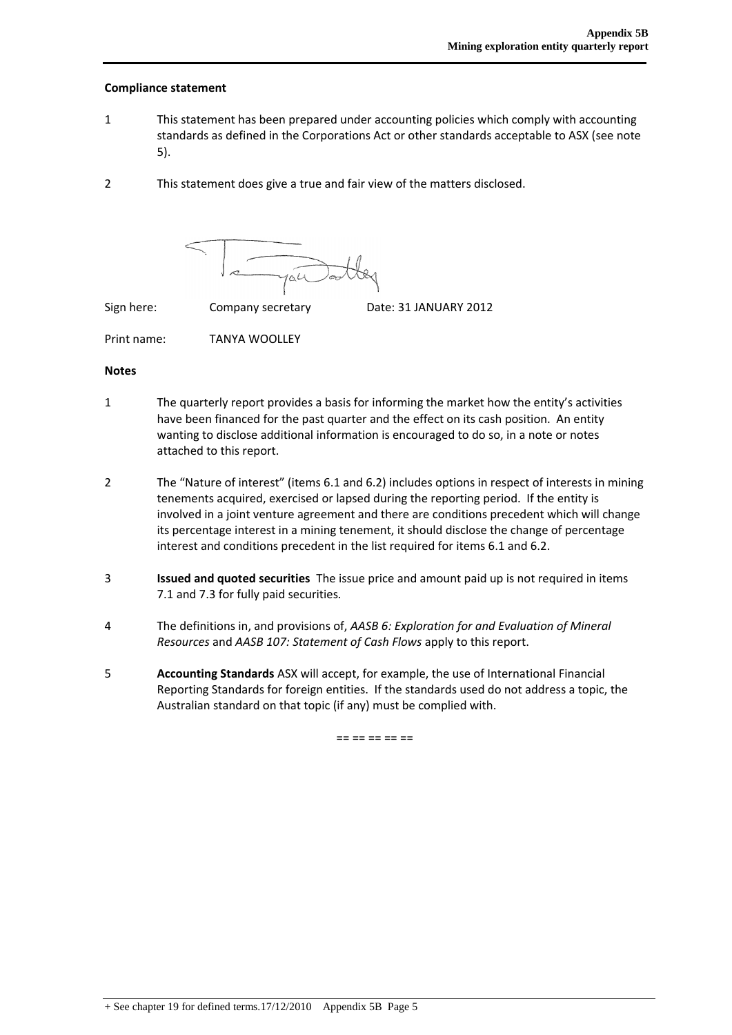**Compliance statement**

1. This statement has been prepared under accounting policies which comply with accounting standards as defined in the Corporations Act or other standards acceptable to ASX (see note 5).

2. This statement does give a true and fair view of the matters disclosed.

Sign here: Company secretary Date: 31 JANUARY 2012

Print name: TANYA WOOLLEY

**Notes**

1. The quarterly report provides a basis for informing the market how the entity's activities have been financed for the past quarter and the effect on its cash position. An entity wanting to disclose additional information is encouraged to do so, in a note or notes attached to this report.

2. The "Nature of interest" (items 6.1 and 6.2) includes options in respect of interests in mining tenements acquired, exercised or lapsed during the reporting period. If the entity is involved in a joint venture agreement and there are conditions precedent which will change its percentage interest in a mining tenement, it should disclose the change of percentage interest and conditions precedent in the list required for items 6.1 and 6.2.

3. **Issued and quoted securities** The issue price and amount paid up is not required in items 7.1 and 7.3 for fully paid securities.

4. The definitions in, and provisions of, *AASB 6: Exploration for and Evaluation of Mineral Resources* and *AASB 107: Statement of Cash Flows* apply to this report.

5. **Accounting Standards** ASX will accept, for example, the use of International Financial Reporting Standards for foreign entities. If the standards used do not address a topic, the Australian standard on that topic (if any) must be complied with.

== == == == ==